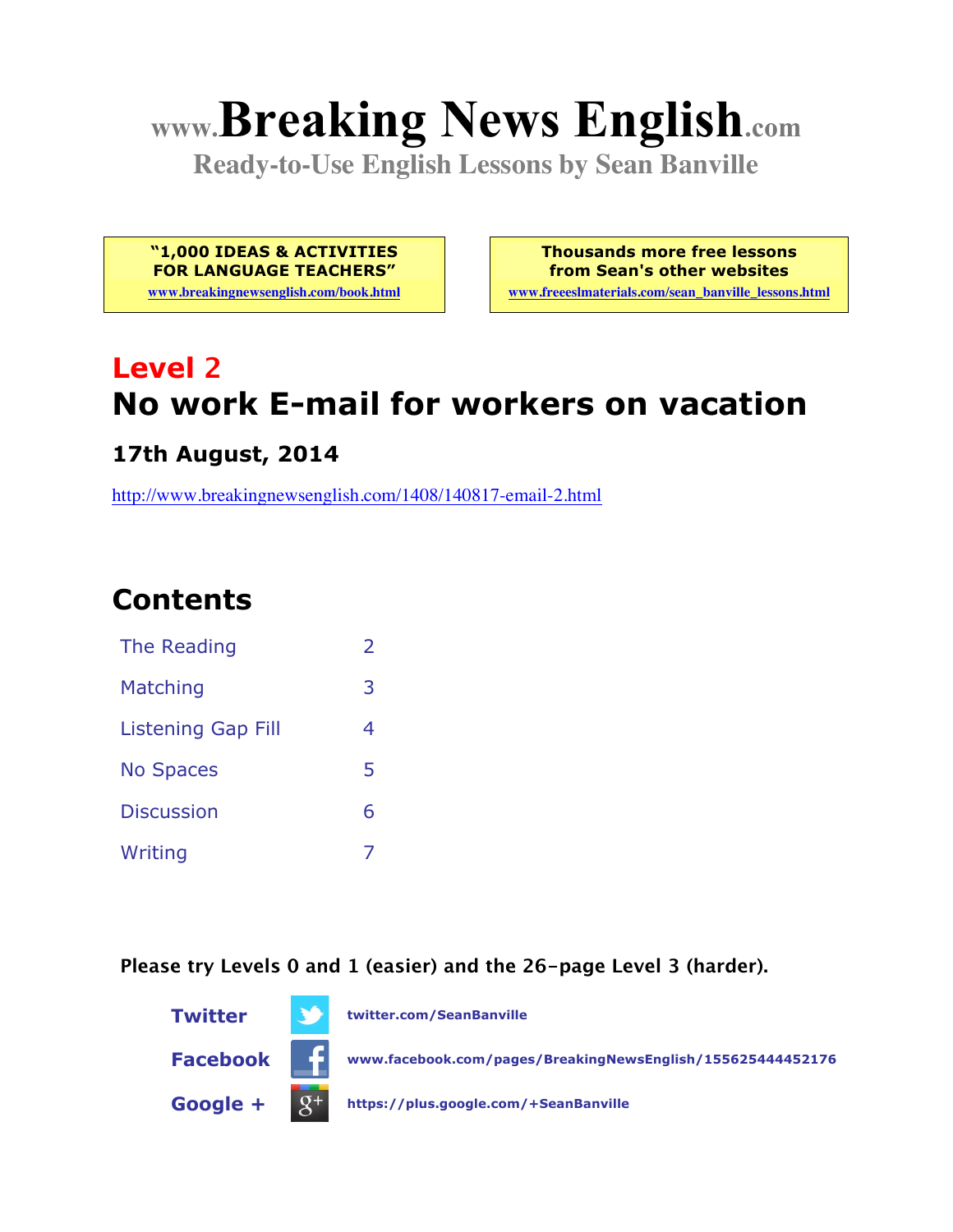# www.Breaking News English.com

**Ready-to-Use English Lessons by Sean Banville**

**"1,000 IDEAS & ACTIVITIES FOR LANGUAGE TEACHERS"**
www.breakingnewsenglish.com/book.html

**Thousands more free lessons from Sean's other websites**
www.freeeslmaterials.com/sean_banville_lessons.html

## Level 2

## No work E-mail for workers on vacation

### 17th August, 2014

http://www.breakingnewsenglish.com/1408/140817-email-2.html

## Contents

| | |
|---|---|
| The Reading | 2 |
| Matching | 3 |
| Listening Gap Fill | 4 |
| No Spaces | 5 |
| Discussion | 6 |
| Writing | 7 |

**Please try Levels 0 and 1 (easier) and the 26-page Level 3 (harder).**

**Twitter** twitter.com/SeanBanville

**Facebook** www.facebook.com/pages/BreakingNewsEnglish/155625444452176

**Google +** https://plus.google.com/+SeanBanville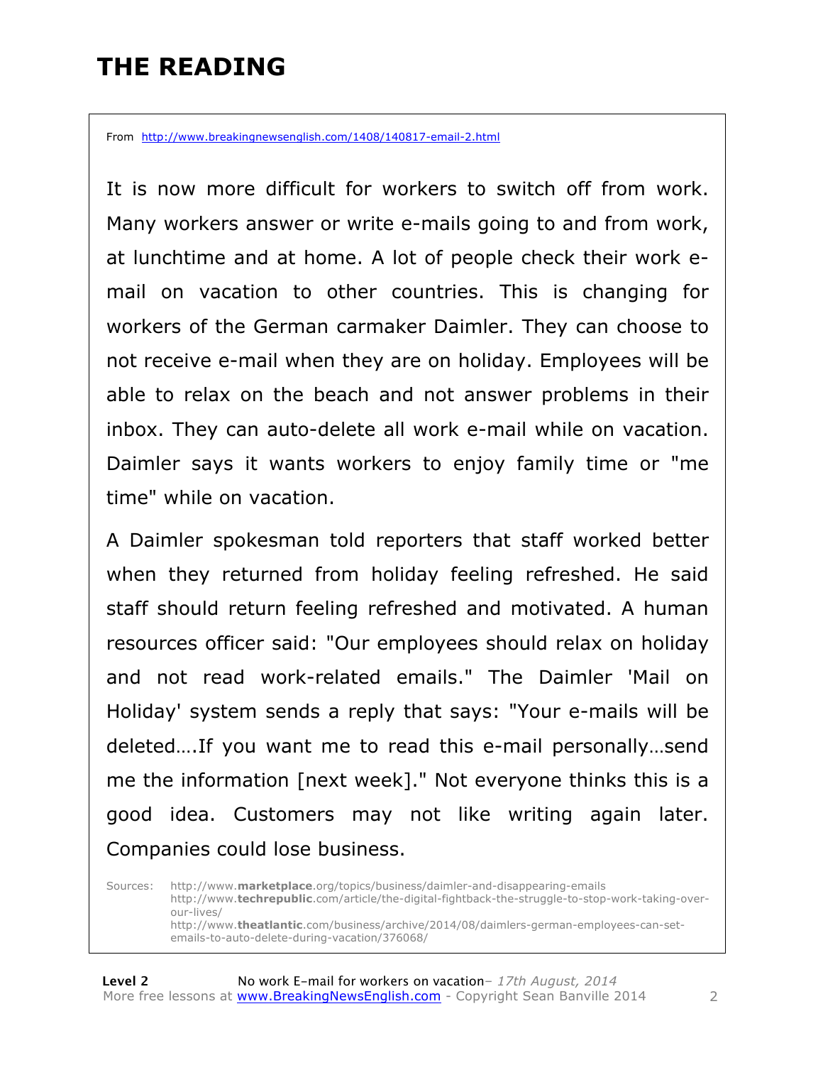# THE READING

From http://www.breakingnewsenglish.com/1408/140817-email-2.html

It is now more difficult for workers to switch off from work. Many workers answer or write e-mails going to and from work, at lunchtime and at home. A lot of people check their work e-mail on vacation to other countries. This is changing for workers of the German carmaker Daimler. They can choose to not receive e-mail when they are on holiday. Employees will be able to relax on the beach and not answer problems in their inbox. They can auto-delete all work e-mail while on vacation. Daimler says it wants workers to enjoy family time or "me time" while on vacation.

A Daimler spokesman told reporters that staff worked better when they returned from holiday feeling refreshed. He said staff should return feeling refreshed and motivated. A human resources officer said: "Our employees should relax on holiday and not read work-related emails." The Daimler 'Mail on Holiday' system sends a reply that says: "Your e-mails will be deleted….If you want me to read this e-mail personally…send me the information [next week]." Not everyone thinks this is a good idea. Customers may not like writing again later. Companies could lose business.

Sources: http://www.**marketplace**.org/topics/business/daimler-and-disappearing-emails
http://www.**techrepublic**.com/article/the-digital-fightback-the-struggle-to-stop-work-taking-over-our-lives/
http://www.**theatlantic**.com/business/archive/2014/08/daimlers-german-employees-can-set-emails-to-auto-delete-during-vacation/376068/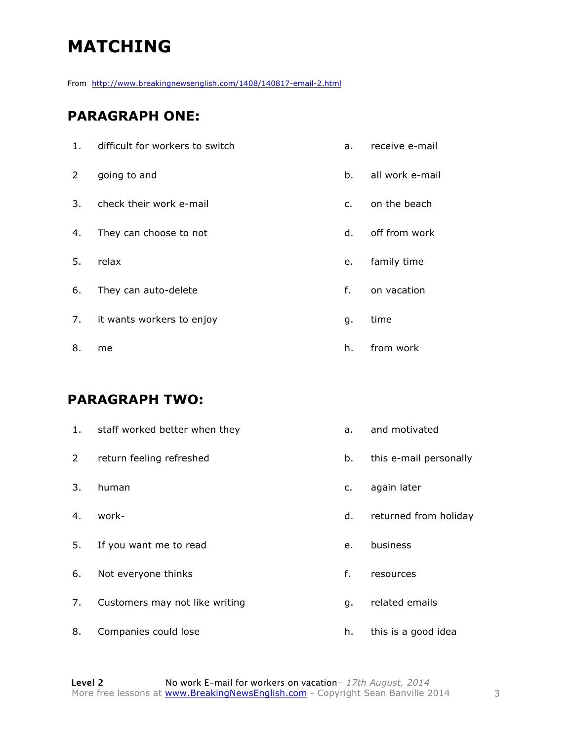# MATCHING

From http://www.breakingnewsenglish.com/1408/140817-email-2.html

## PARAGRAPH ONE:

| | | | |
|---|---|---|---|
| 1. | difficult for workers to switch | a. | receive e-mail |
| 2 | going to and | b. | all work e-mail |
| 3. | check their work e-mail | c. | on the beach |
| 4. | They can choose to not | d. | off from work |
| 5. | relax | e. | family time |
| 6. | They can auto-delete | f. | on vacation |
| 7. | it wants workers to enjoy | g. | time |
| 8. | me | h. | from work |

## PARAGRAPH TWO:

| | | | |
|---|---|---|---|
| 1. | staff worked better when they | a. | and motivated |
| 2 | return feeling refreshed | b. | this e-mail personally |
| 3. | human | c. | again later |
| 4. | work- | d. | returned from holiday |
| 5. | If you want me to read | e. | business |
| 6. | Not everyone thinks | f. | resources |
| 7. | Customers may not like writing | g. | related emails |
| 8. | Companies could lose | h. | this is a good idea |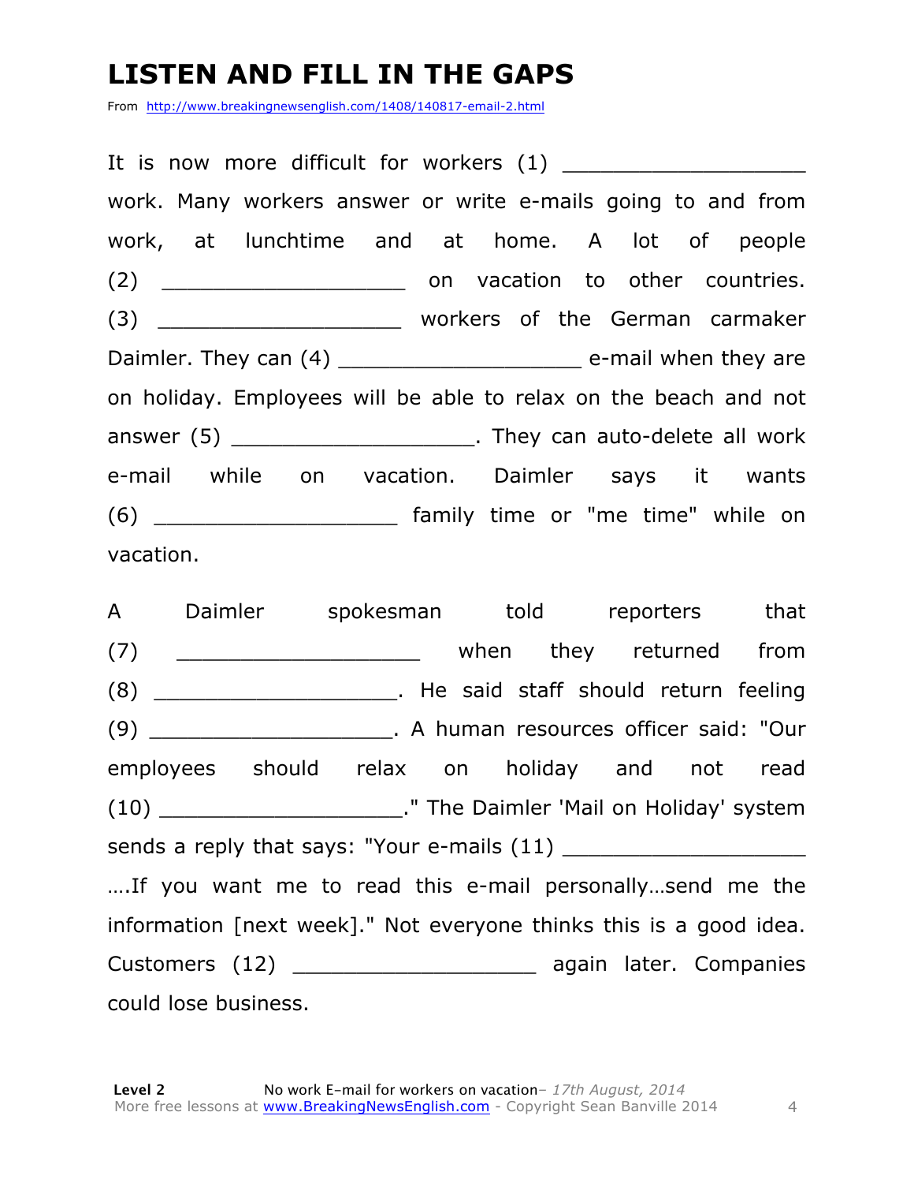# LISTEN AND FILL IN THE GAPS

From http://www.breakingnewsenglish.com/1408/140817-email-2.html

It is now more difficult for workers (1) ___________________ work. Many workers answer or write e-mails going to and from work, at lunchtime and at home. A lot of people (2) ___________________ on vacation to other countries. (3) ___________________ workers of the German carmaker Daimler. They can (4) ___________________ e-mail when they are on holiday. Employees will be able to relax on the beach and not answer (5) ___________________. They can auto-delete all work e-mail while on vacation. Daimler says it wants (6) ___________________ family time or "me time" while on vacation.

A Daimler spokesman told reporters that (7) ___________________ when they returned from (8) ___________________. He said staff should return feeling (9) ___________________. A human resources officer said: "Our employees should relax on holiday and not read (10) ___________________." The Daimler 'Mail on Holiday' system sends a reply that says: "Your e-mails (11) ___________________ ….If you want me to read this e-mail personally…send me the information [next week]." Not everyone thinks this is a good idea. Customers (12) ___________________ again later. Companies could lose business.

**Level 2** No work E-mail for workers on vacation– *17th August, 2014*
More free lessons at www.BreakingNewsEnglish.com - Copyright Sean Banville 2014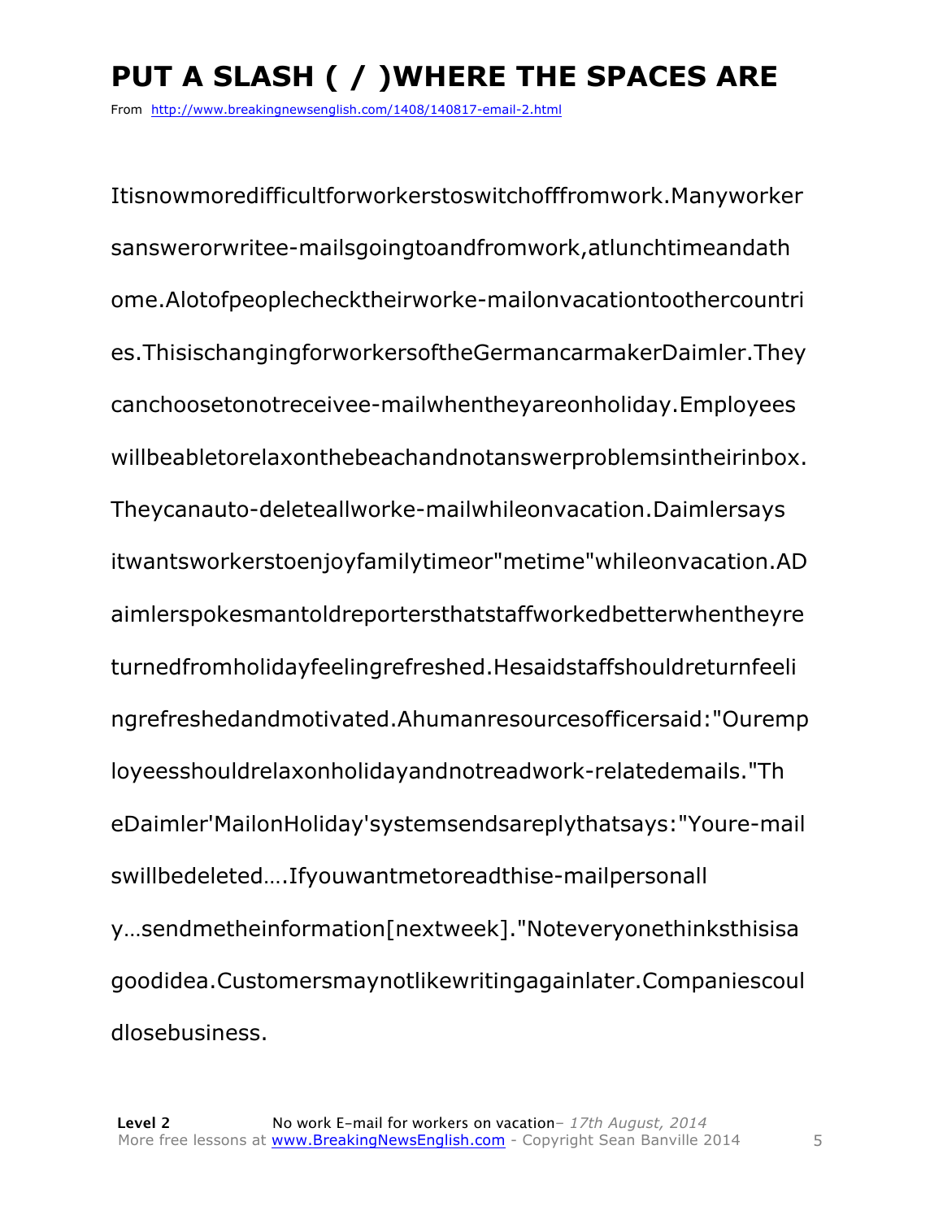# PUT A SLASH ( / )WHERE THE SPACES ARE

From http://www.breakingnewsenglish.com/1408/140817-email-2.html

Itisnowmoredifficultforworkerstoswitchofffromwork.Manyworker sanswerorwritee-mailsgoingtoandfromwork,atlunchtimeandath ome.Alotofpeoplechecktheirworke-mailonvacationtoothercountri es.ThisischangingforworkersoftheGermancarmakerDaimler.They canchoosetonotreceivee-mailwhentheyareonholiday.Employees willbeabletorelaxonthebeachandnotanswerproblemsintheirinbox. Theycanauto-deleteallworke-mailwhileonvacation.Daimlersays itwantsworkerstoenjoyfamilytimeor"metime"whileonvacation.AD aimlerspokesmantoldreportersthatstaffworkedbetterwhentheyre turnedfromholidayfeelingrefreshed.Hesaidstaffshouldreturnfeeli ngrefreshedandmotivated.Ahumanresourcesofficersaid:"Ouremp loyeesshouldrelaxonholidayandnotreadwork-relatedemails."Th eDaimler'MailonHoliday'systemsendsareplythatsays:"Youre-mail swillbedeleted….Ifyouwantmetoreadthise-mailpersonall y…sendmetheinformation[nextweek]."Noteveryonethinksthisisa goodidea.Customersmaynotlikewritingagainlater.Companiescoul dlosebusiness.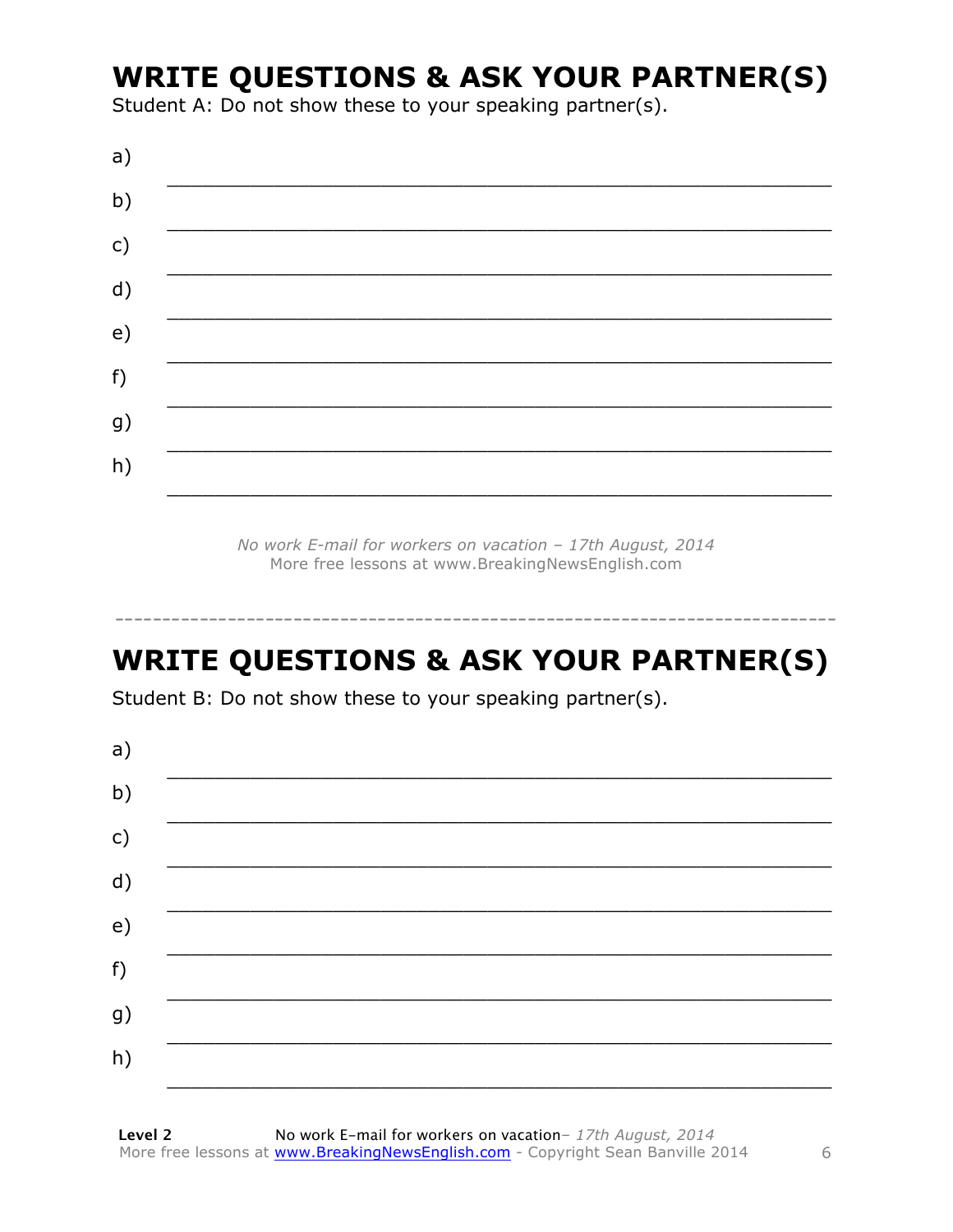## WRITE QUESTIONS & ASK YOUR PARTNER(S)

Student A: Do not show these to your speaking partner(s).

a) ___________________________________________________________

b) ___________________________________________________________

c) ___________________________________________________________

d) ___________________________________________________________

e) ___________________________________________________________

f) ___________________________________________________________

g) ___________________________________________________________

h) ___________________________________________________________

*No work E-mail for workers on vacation – 17th August, 2014*
More free lessons at www.BreakingNewsEnglish.com

---

## WRITE QUESTIONS & ASK YOUR PARTNER(S)

Student B: Do not show these to your speaking partner(s).

a) ___________________________________________________________

b) ___________________________________________________________

c) ___________________________________________________________

d) ___________________________________________________________

e) ___________________________________________________________

f) ___________________________________________________________

g) ___________________________________________________________

h) ___________________________________________________________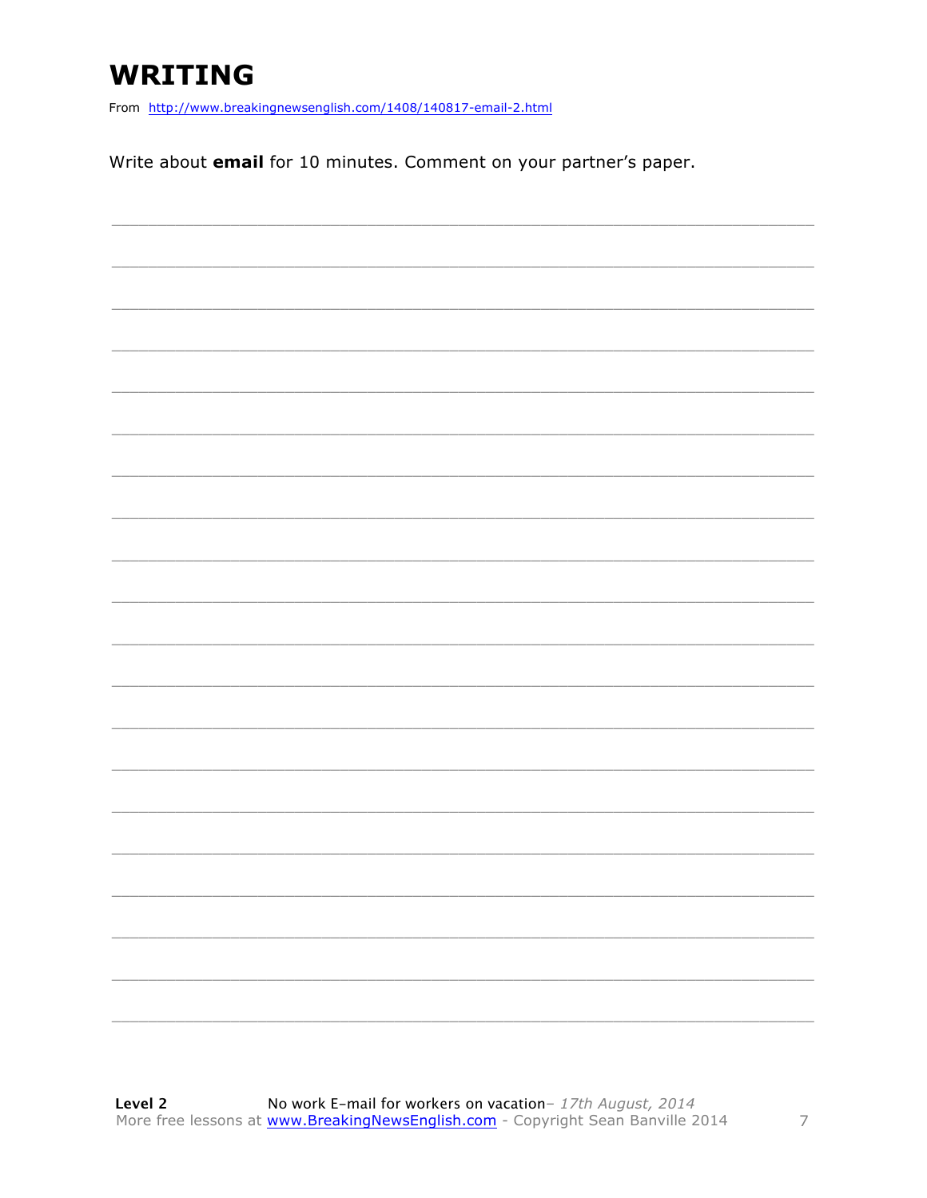# WRITING

From http://www.breakingnewsenglish.com/1408/140817-email-2.html

Write about **email** for 10 minutes. Comment on your partner's paper.

___________________________________________________________________________

___________________________________________________________________________

___________________________________________________________________________

___________________________________________________________________________

___________________________________________________________________________

___________________________________________________________________________

___________________________________________________________________________

___________________________________________________________________________

___________________________________________________________________________

___________________________________________________________________________

___________________________________________________________________________

___________________________________________________________________________

___________________________________________________________________________

___________________________________________________________________________

___________________________________________________________________________

___________________________________________________________________________

___________________________________________________________________________

___________________________________________________________________________

___________________________________________________________________________

___________________________________________________________________________